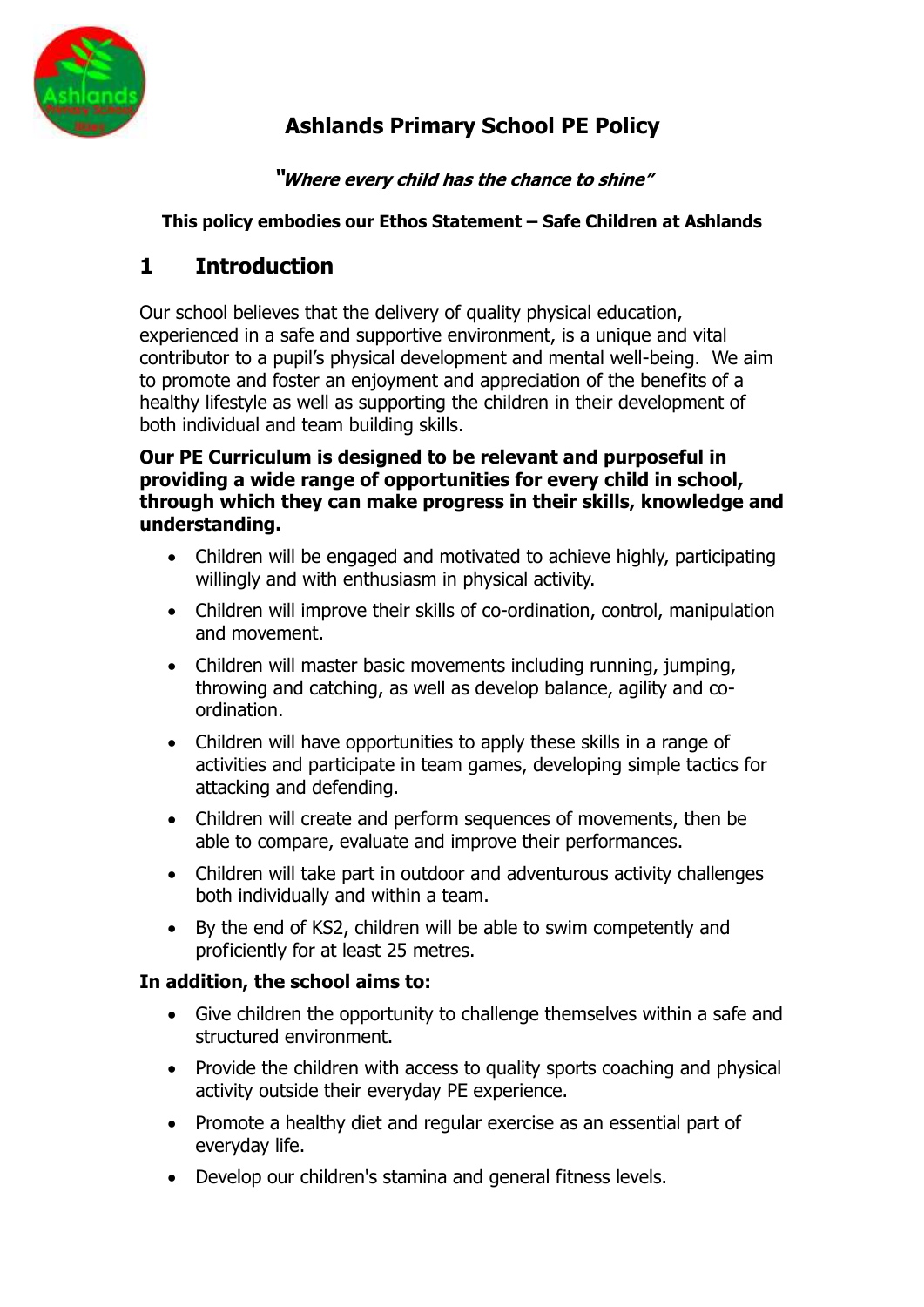# Ashlands Primary School PE Policy

***"Where every child has the chance to shine"***

**This policy embodies our Ethos Statement – Safe Children at Ashlands**

## 1 Introduction

Our school believes that the delivery of quality physical education, experienced in a safe and supportive environment, is a unique and vital contributor to a pupil's physical development and mental well-being. We aim to promote and foster an enjoyment and appreciation of the benefits of a healthy lifestyle as well as supporting the children in their development of both individual and team building skills.

**Our PE Curriculum is designed to be relevant and purposeful in providing a wide range of opportunities for every child in school, through which they can make progress in their skills, knowledge and understanding.**

- Children will be engaged and motivated to achieve highly, participating willingly and with enthusiasm in physical activity.
- Children will improve their skills of co-ordination, control, manipulation and movement.
- Children will master basic movements including running, jumping, throwing and catching, as well as develop balance, agility and co-ordination.
- Children will have opportunities to apply these skills in a range of activities and participate in team games, developing simple tactics for attacking and defending.
- Children will create and perform sequences of movements, then be able to compare, evaluate and improve their performances.
- Children will take part in outdoor and adventurous activity challenges both individually and within a team.
- By the end of KS2, children will be able to swim competently and proficiently for at least 25 metres.

**In addition, the school aims to:**

- Give children the opportunity to challenge themselves within a safe and structured environment.
- Provide the children with access to quality sports coaching and physical activity outside their everyday PE experience.
- Promote a healthy diet and regular exercise as an essential part of everyday life.
- Develop our children's stamina and general fitness levels.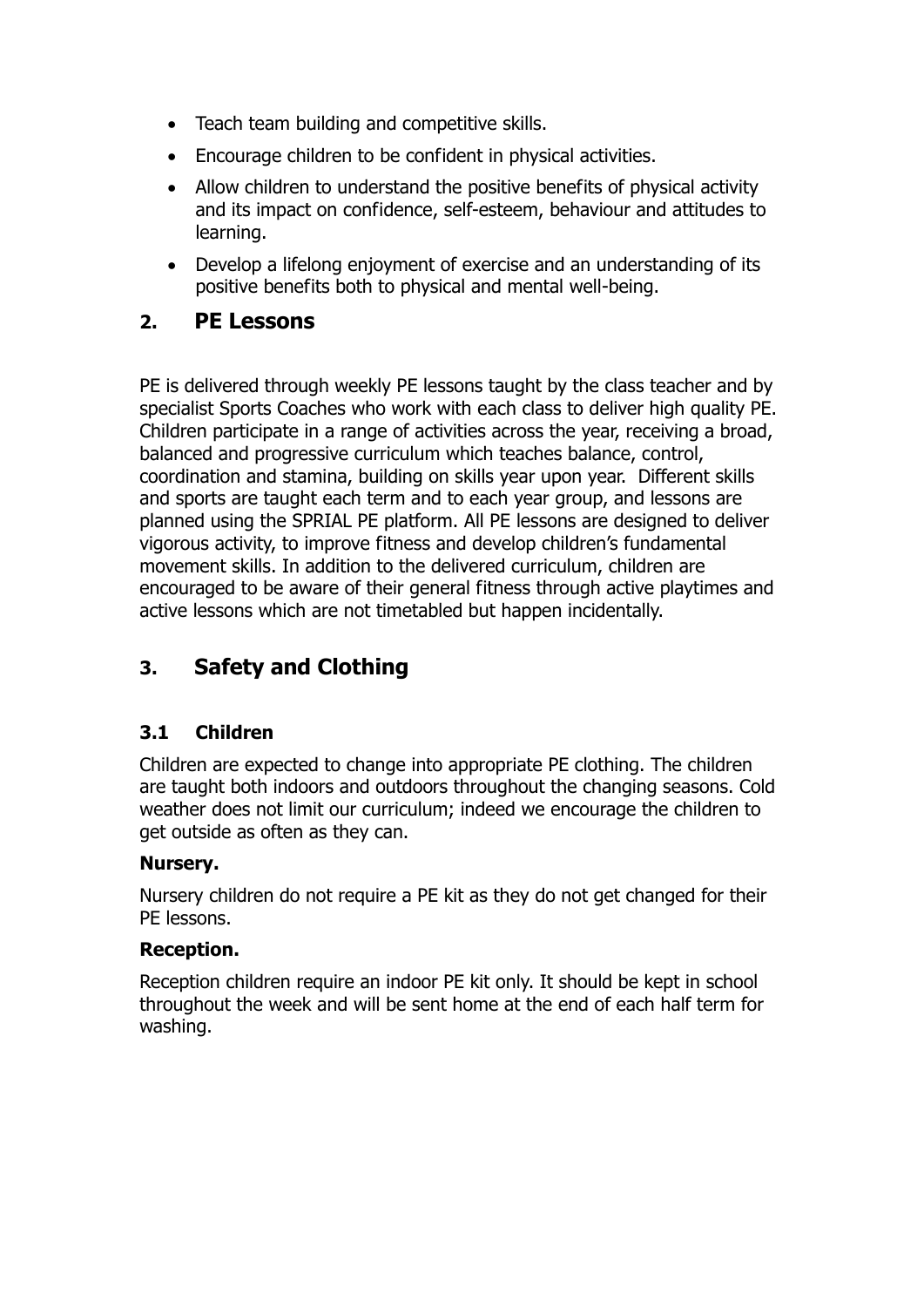- Teach team building and competitive skills.
- Encourage children to be confident in physical activities.
- Allow children to understand the positive benefits of physical activity and its impact on confidence, self-esteem, behaviour and attitudes to learning.
- Develop a lifelong enjoyment of exercise and an understanding of its positive benefits both to physical and mental well-being.

## 2. PE Lessons

PE is delivered through weekly PE lessons taught by the class teacher and by specialist Sports Coaches who work with each class to deliver high quality PE. Children participate in a range of activities across the year, receiving a broad, balanced and progressive curriculum which teaches balance, control, coordination and stamina, building on skills year upon year. Different skills and sports are taught each term and to each year group, and lessons are planned using the SPRIAL PE platform. All PE lessons are designed to deliver vigorous activity, to improve fitness and develop children's fundamental movement skills. In addition to the delivered curriculum, children are encouraged to be aware of their general fitness through active playtimes and active lessons which are not timetabled but happen incidentally.

## 3. Safety and Clothing

### 3.1 Children

Children are expected to change into appropriate PE clothing. The children are taught both indoors and outdoors throughout the changing seasons. Cold weather does not limit our curriculum; indeed we encourage the children to get outside as often as they can.

**Nursery.**

Nursery children do not require a PE kit as they do not get changed for their PE lessons.

**Reception.**

Reception children require an indoor PE kit only. It should be kept in school throughout the week and will be sent home at the end of each half term for washing.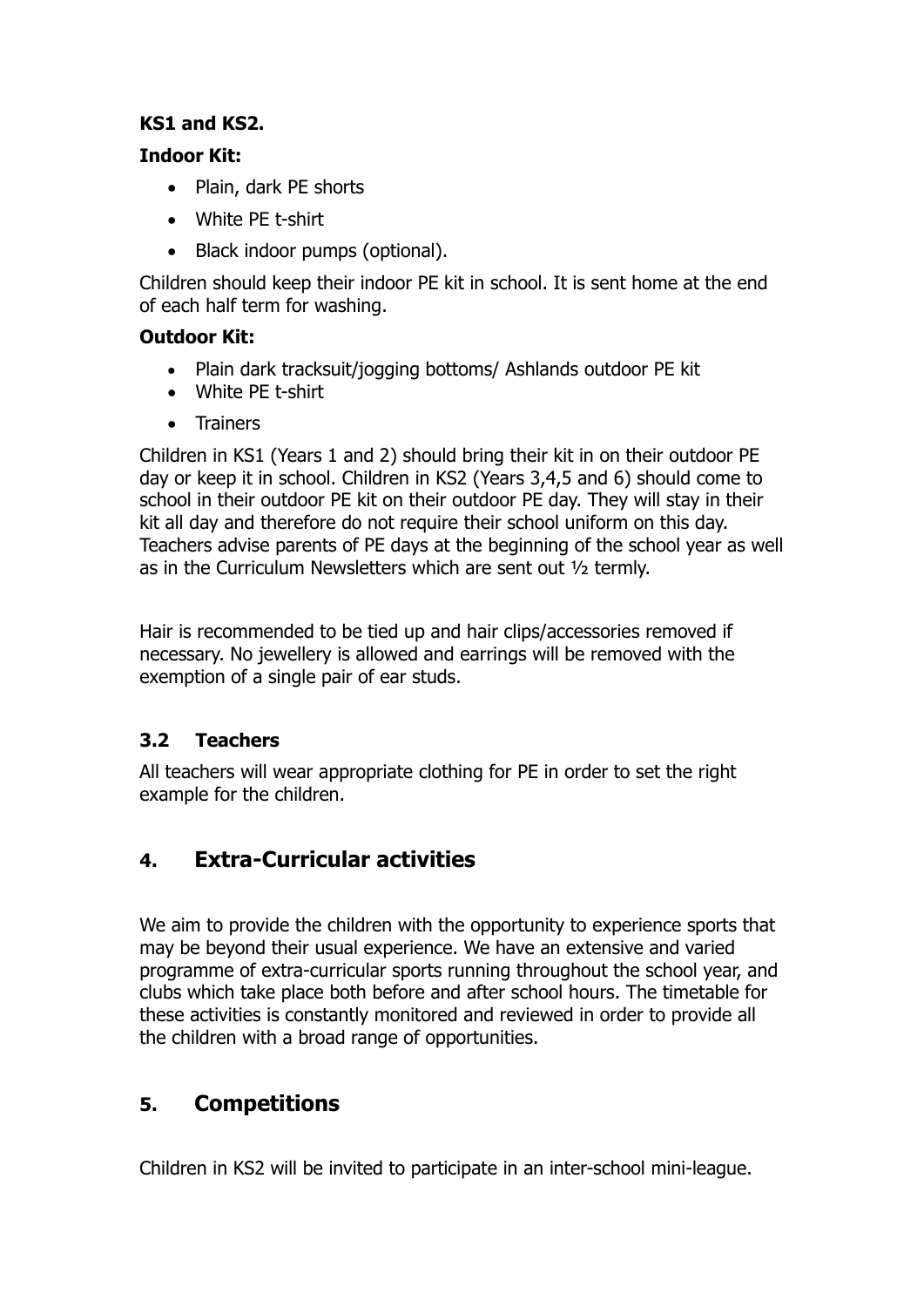**KS1 and KS2.**

**Indoor Kit:**

- Plain, dark PE shorts
- White PE t-shirt
- Black indoor pumps (optional).

Children should keep their indoor PE kit in school. It is sent home at the end of each half term for washing.

**Outdoor Kit:**

- Plain dark tracksuit/jogging bottoms/ Ashlands outdoor PE kit
- White PE t-shirt
- Trainers

Children in KS1 (Years 1 and 2) should bring their kit in on their outdoor PE day or keep it in school. Children in KS2 (Years 3,4,5 and 6) should come to school in their outdoor PE kit on their outdoor PE day. They will stay in their kit all day and therefore do not require their school uniform on this day. Teachers advise parents of PE days at the beginning of the school year as well as in the Curriculum Newsletters which are sent out ½ termly.

Hair is recommended to be tied up and hair clips/accessories removed if necessary. No jewellery is allowed and earrings will be removed with the exemption of a single pair of ear studs.

### 3.2 Teachers

All teachers will wear appropriate clothing for PE in order to set the right example for the children.

## 4. Extra-Curricular activities

We aim to provide the children with the opportunity to experience sports that may be beyond their usual experience. We have an extensive and varied programme of extra-curricular sports running throughout the school year, and clubs which take place both before and after school hours. The timetable for these activities is constantly monitored and reviewed in order to provide all the children with a broad range of opportunities.

## 5. Competitions

Children in KS2 will be invited to participate in an inter-school mini-league.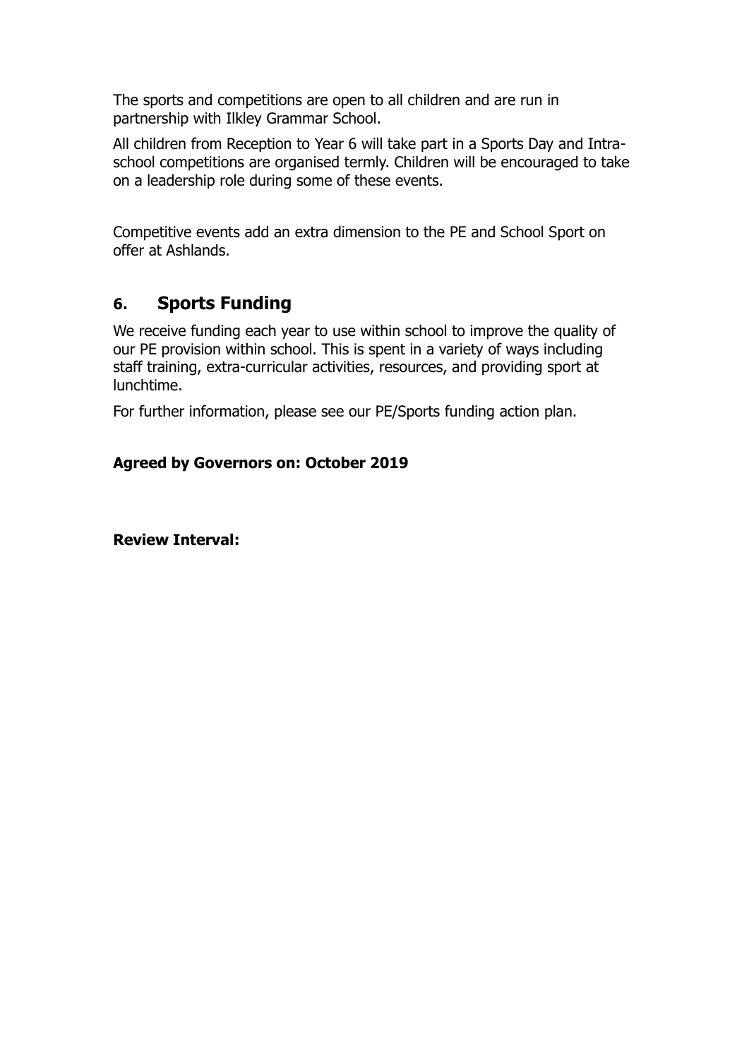The sports and competitions are open to all children and are run in partnership with Ilkley Grammar School.

All children from Reception to Year 6 will take part in a Sports Day and Intra-school competitions are organised termly. Children will be encouraged to take on a leadership role during some of these events.

Competitive events add an extra dimension to the PE and School Sport on offer at Ashlands.

## 6. Sports Funding

We receive funding each year to use within school to improve the quality of our PE provision within school. This is spent in a variety of ways including staff training, extra-curricular activities, resources, and providing sport at lunchtime.

For further information, please see our PE/Sports funding action plan.

**Agreed by Governors on: October 2019**

**Review Interval:**